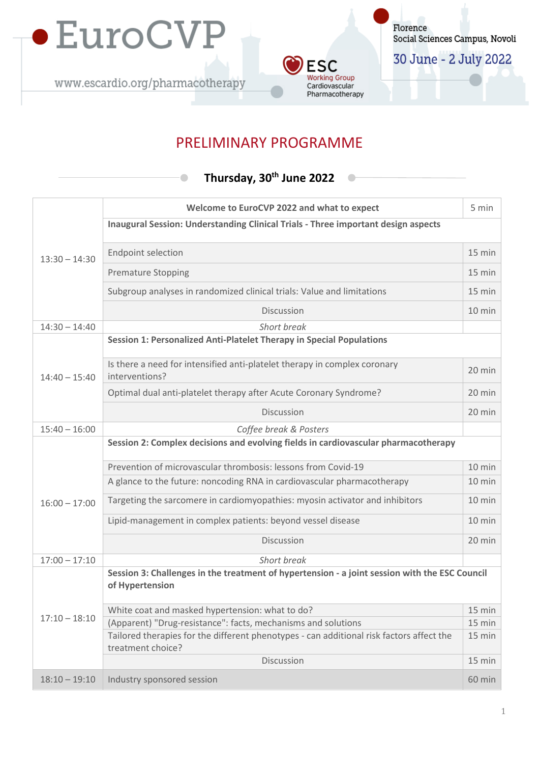# EuroCVP

www.escardio.org/pharmacotherapy

ESC Working Group Cardiovascular Pharmacotherapy

Florence
Social Sciences Campus, Novoli

30 June - 2 July 2022

## PRELIMINARY PROGRAMME

### Thursday, 30th June 2022

| Time | Programme | Duration |
|---|---|---|
| 13:30 – 14:30 | **Welcome to EuroCVP 2022 and what to expect** | 5 min |
| | **Inaugural Session: Understanding Clinical Trials - Three important design aspects** | |
| | Endpoint selection | 15 min |
| | Premature Stopping | 15 min |
| | Subgroup analyses in randomized clinical trials: Value and limitations | 15 min |
| | Discussion | 10 min |
| 14:30 – 14:40 | *Short break* | |
| 14:40 – 15:40 | **Session 1: Personalized Anti-Platelet Therapy in Special Populations** | |
| | Is there a need for intensified anti-platelet therapy in complex coronary interventions? | 20 min |
| | Optimal dual anti-platelet therapy after Acute Coronary Syndrome? | 20 min |
| | Discussion | 20 min |
| 15:40 – 16:00 | *Coffee break & Posters* | |
| 16:00 – 17:00 | **Session 2: Complex decisions and evolving fields in cardiovascular pharmacotherapy** | |
| | Prevention of microvascular thrombosis: lessons from Covid-19 | 10 min |
| | A glance to the future: noncoding RNA in cardiovascular pharmacotherapy | 10 min |
| | Targeting the sarcomere in cardiomyopathies: myosin activator and inhibitors | 10 min |
| | Lipid-management in complex patients: beyond vessel disease | 10 min |
| | Discussion | 20 min |
| 17:00 – 17:10 | *Short break* | |
| 17:10 – 18:10 | **Session 3: Challenges in the treatment of hypertension - a joint session with the ESC Council of Hypertension** | |
| | White coat and masked hypertension: what to do? | 15 min |
| | (Apparent) "Drug-resistance": facts, mechanisms and solutions | 15 min |
| | Tailored therapies for the different phenotypes - can additional risk factors affect the treatment choice? | 15 min |
| | Discussion | 15 min |
| 18:10 – 19:10 | Industry sponsored session | 60 min |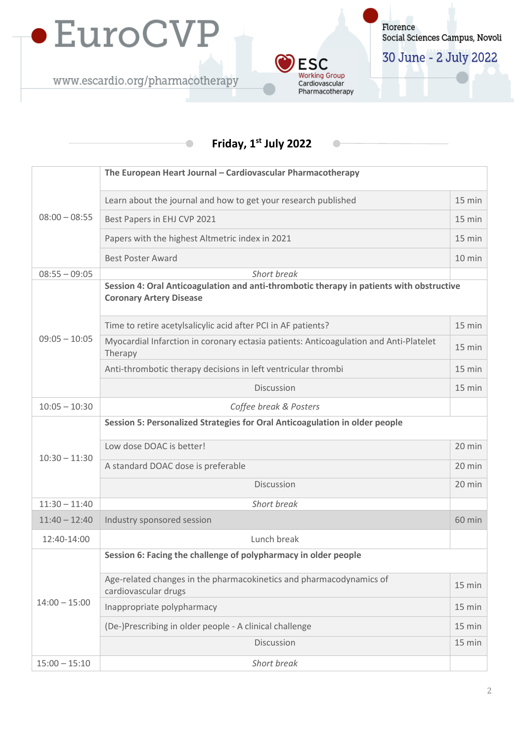## Friday, 1st July 2022

| Time | Session | Duration |
|---|---|---|
| 08:00 – 08:55 | **The European Heart Journal – Cardiovascular Pharmacotherapy** | |
| | Learn about the journal and how to get your research published | 15 min |
| | Best Papers in EHJ CVP 2021 | 15 min |
| | Papers with the highest Altmetric index in 2021 | 15 min |
| | Best Poster Award | 10 min |
| 08:55 – 09:05 | *Short break* | |
| 09:05 – 10:05 | **Session 4: Oral Anticoagulation and anti-thrombotic therapy in patients with obstructive Coronary Artery Disease** | |
| | Time to retire acetylsalicylic acid after PCI in AF patients? | 15 min |
| | Myocardial Infarction in coronary ectasia patients: Anticoagulation and Anti-Platelet Therapy | 15 min |
| | Anti-thrombotic therapy decisions in left ventricular thrombi | 15 min |
| | Discussion | 15 min |
| 10:05 – 10:30 | *Coffee break & Posters* | |
| 10:30 – 11:30 | **Session 5: Personalized Strategies for Oral Anticoagulation in older people** | |
| | Low dose DOAC is better! | 20 min |
| | A standard DOAC dose is preferable | 20 min |
| | Discussion | 20 min |
| 11:30 – 11:40 | *Short break* | |
| 11:40 – 12:40 | Industry sponsored session | 60 min |
| 12:40-14:00 | Lunch break | |
| 14:00 – 15:00 | **Session 6: Facing the challenge of polypharmacy in older people** | |
| | Age-related changes in the pharmacokinetics and pharmacodynamics of cardiovascular drugs | 15 min |
| | Inappropriate polypharmacy | 15 min |
| | (De-)Prescribing in older people - A clinical challenge | 15 min |
| | Discussion | 15 min |
| 15:00 – 15:10 | *Short break* | |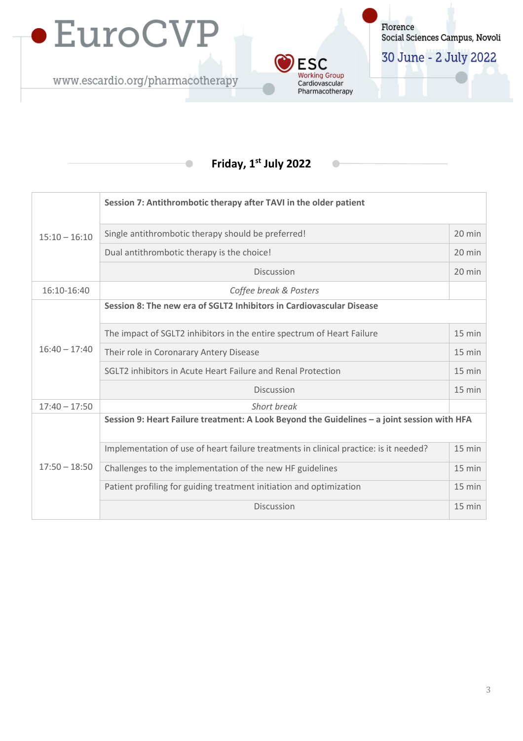## Friday, 1st July 2022

| | | |
|---|---|---|
| 15:10 – 16:10 | **Session 7: Antithrombotic therapy after TAVI in the older patient** | |
| | Single antithrombotic therapy should be preferred! | 20 min |
| | Dual antithrombotic therapy is the choice! | 20 min |
| | Discussion | 20 min |
| 16:10-16:40 | *Coffee break & Posters* | |
| 16:40 – 17:40 | **Session 8: The new era of SGLT2 Inhibitors in Cardiovascular Disease** | |
| | The impact of SGLT2 inhibitors in the entire spectrum of Heart Failure | 15 min |
| | Their role in Coronarary Antery Disease | 15 min |
| | SGLT2 inhibitors in Acute Heart Failure and Renal Protection | 15 min |
| | Discussion | 15 min |
| 17:40 – 17:50 | *Short break* | |
| 17:50 – 18:50 | **Session 9: Heart Failure treatment: A Look Beyond the Guidelines – a joint session with HFA** | |
| | Implementation of use of heart failure treatments in clinical practice: is it needed? | 15 min |
| | Challenges to the implementation of the new HF guidelines | 15 min |
| | Patient profiling for guiding treatment initiation and optimization | 15 min |
| | Discussion | 15 min |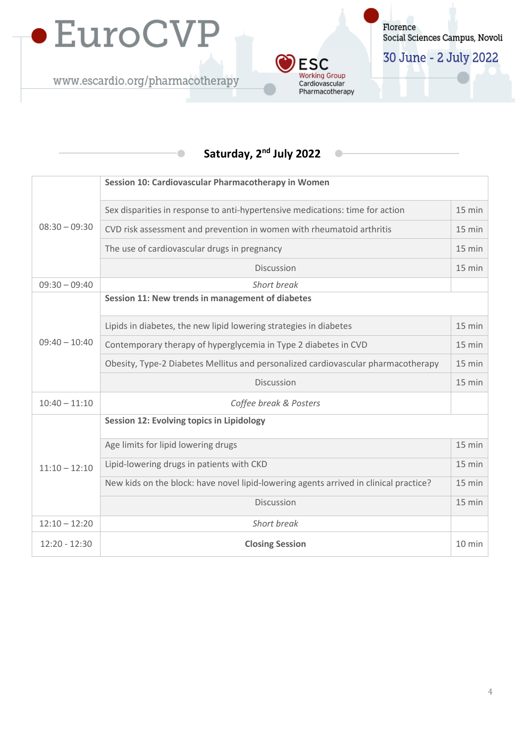## Saturday, 2nd July 2022

| | | |
|---|---|---|
| 08:30 – 09:30 | **Session 10: Cardiovascular Pharmacotherapy in Women** | |
| | Sex disparities in response to anti-hypertensive medications: time for action | 15 min |
| | CVD risk assessment and prevention in women with rheumatoid arthritis | 15 min |
| | The use of cardiovascular drugs in pregnancy | 15 min |
| | Discussion | 15 min |
| 09:30 – 09:40 | *Short break* | |
| 09:40 – 10:40 | **Session 11: New trends in management of diabetes** | |
| | Lipids in diabetes, the new lipid lowering strategies in diabetes | 15 min |
| | Contemporary therapy of hyperglycemia in Type 2 diabetes in CVD | 15 min |
| | Obesity, Type-2 Diabetes Mellitus and personalized cardiovascular pharmacotherapy | 15 min |
| | Discussion | 15 min |
| 10:40 – 11:10 | *Coffee break & Posters* | |
| 11:10 – 12:10 | **Session 12: Evolving topics in Lipidology** | |
| | Age limits for lipid lowering drugs | 15 min |
| | Lipid-lowering drugs in patients with CKD | 15 min |
| | New kids on the block: have novel lipid-lowering agents arrived in clinical practice? | 15 min |
| | Discussion | 15 min |
| 12:10 – 12:20 | *Short break* | |
| 12:20 - 12:30 | **Closing Session** | 10 min |